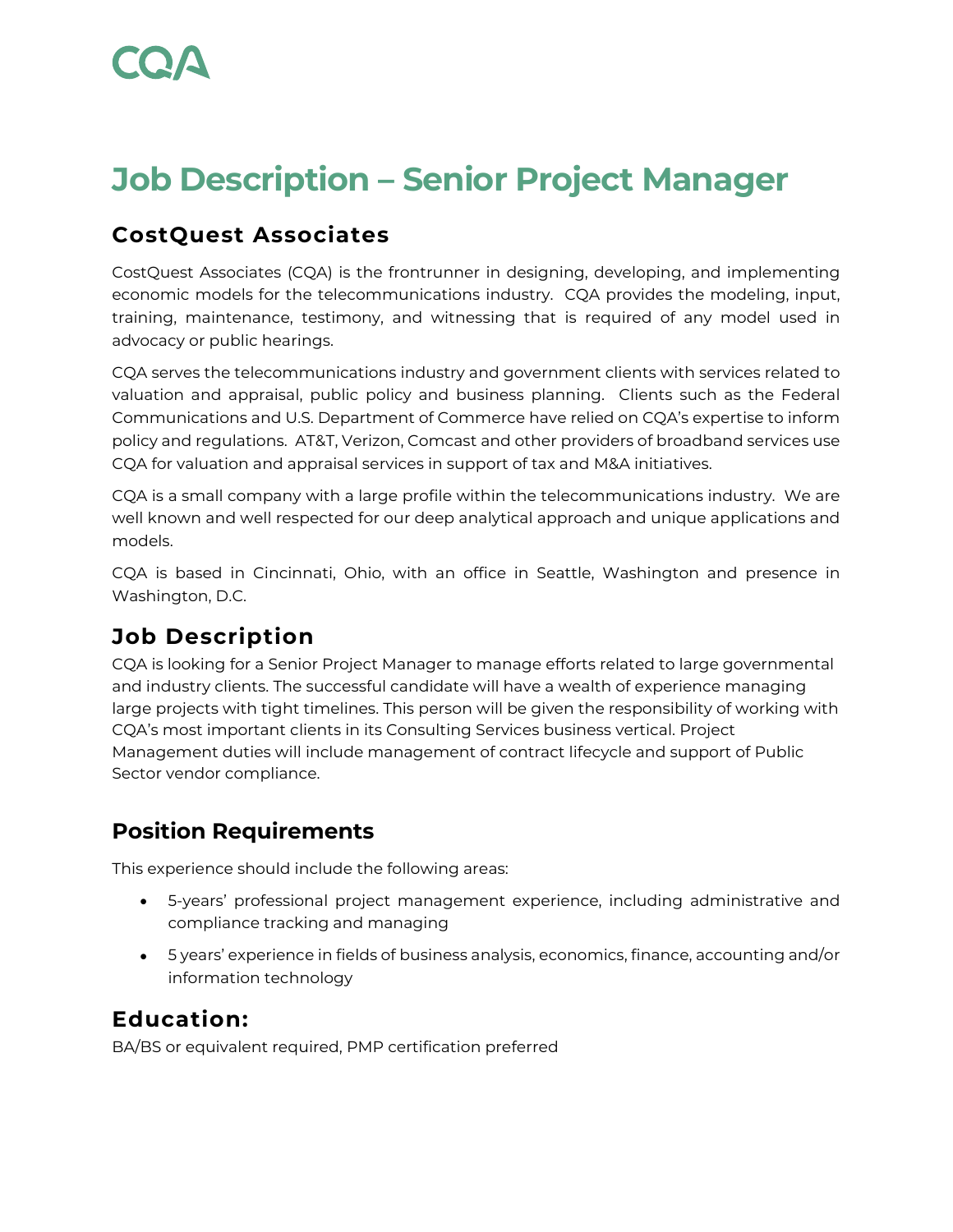CQA

# Job Description – Senior Project Manager

## CostQuest Associates

CostQuest Associates (CQA) is the frontrunner in designing, developing, and implementing economic models for the telecommunications industry. CQA provides the modeling, input, training, maintenance, testimony, and witnessing that is required of any model used in advocacy or public hearings.

CQA serves the telecommunications industry and government clients with services related to valuation and appraisal, public policy and business planning. Clients such as the Federal Communications and U.S. Department of Commerce have relied on CQA's expertise to inform policy and regulations. AT&T, Verizon, Comcast and other providers of broadband services use CQA for valuation and appraisal services in support of tax and M&A initiatives.

CQA is a small company with a large profile within the telecommunications industry. We are well known and well respected for our deep analytical approach and unique applications and models.

CQA is based in Cincinnati, Ohio, with an office in Seattle, Washington and presence in Washington, D.C.

## Job Description

CQA is looking for a Senior Project Manager to manage efforts related to large governmental and industry clients. The successful candidate will have a wealth of experience managing large projects with tight timelines. This person will be given the responsibility of working with CQA's most important clients in its Consulting Services business vertical. Project Management duties will include management of contract lifecycle and support of Public Sector vendor compliance.

## Position Requirements

This experience should include the following areas:

- 5-years' professional project management experience, including administrative and compliance tracking and managing
- 5 years' experience in fields of business analysis, economics, finance, accounting and/or information technology

## Education:

BA/BS or equivalent required, PMP certification preferred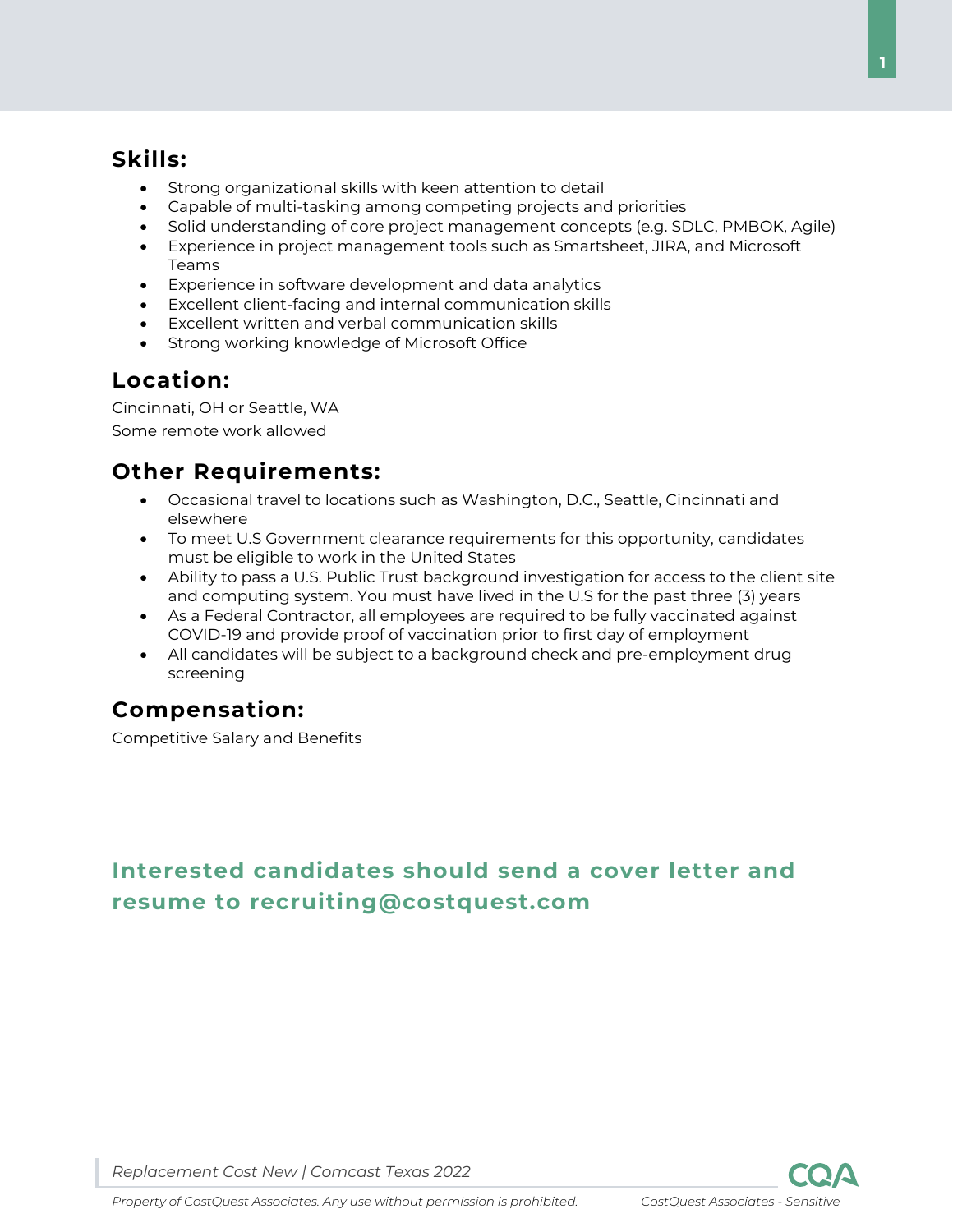## Skills:

- Strong organizational skills with keen attention to detail
- Capable of multi-tasking among competing projects and priorities
- Solid understanding of core project management concepts (e.g. SDLC, PMBOK, Agile)
- Experience in project management tools such as Smartsheet, JIRA, and Microsoft Teams
- Experience in software development and data analytics
- Excellent client-facing and internal communication skills
- Excellent written and verbal communication skills
- Strong working knowledge of Microsoft Office

## Location:

Cincinnati, OH or Seattle, WA

Some remote work allowed

## Other Requirements:

- Occasional travel to locations such as Washington, D.C., Seattle, Cincinnati and elsewhere
- To meet U.S Government clearance requirements for this opportunity, candidates must be eligible to work in the United States
- Ability to pass a U.S. Public Trust background investigation for access to the client site and computing system. You must have lived in the U.S for the past three (3) years
- As a Federal Contractor, all employees are required to be fully vaccinated against COVID-19 and provide proof of vaccination prior to first day of employment
- All candidates will be subject to a background check and pre-employment drug screening

## Compensation:

Competitive Salary and Benefits

**Interested candidates should send a cover letter and resume to recruiting@costquest.com**